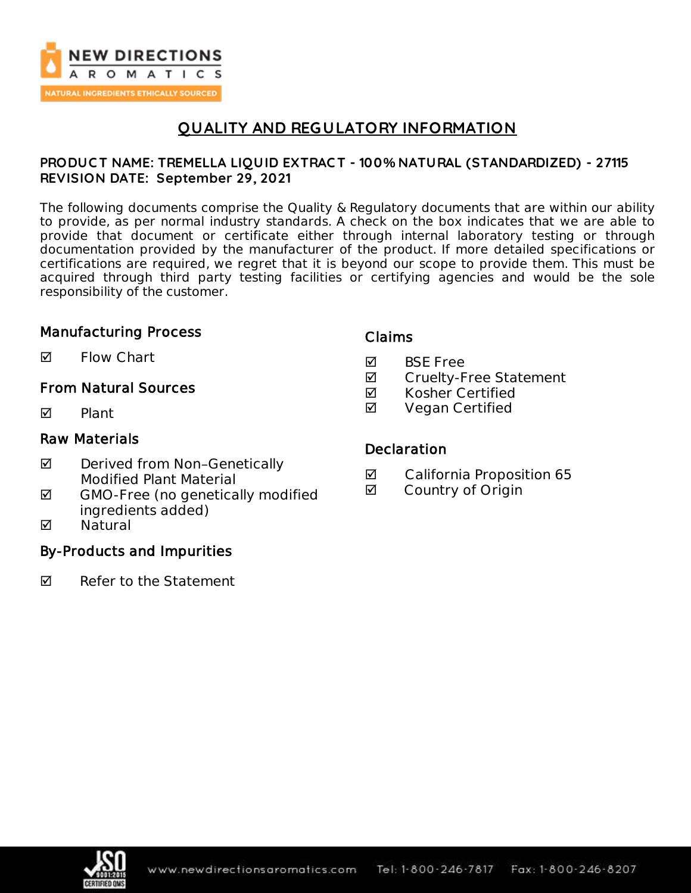# QUALITY AND REGULATORY INFORMATION

**PRODUCT NAME: TREMELLA LIQUID EXTRACT - 100% NATURAL (STANDARDIZED) - 27115**
**REVISION DATE: September 29, 2021**

The following documents comprise the Quality & Regulatory documents that are within our ability to provide, as per normal industry standards. A check on the box indicates that we are able to provide that document or certificate either through internal laboratory testing or through documentation provided by the manufacturer of the product. If more detailed specifications or certifications are required, we regret that it is beyond our scope to provide them. This must be acquired through third party testing facilities or certifying agencies and would be the sole responsibility of the customer.

## Manufacturing Process

- ☑ Flow Chart

## From Natural Sources

- ☑ Plant

## Raw Materials

- ☑ Derived from Non–Genetically Modified Plant Material
- ☑ GMO-Free (no genetically modified ingredients added)
- ☑ Natural

## By-Products and Impurities

- ☑ Refer to the Statement

## Claims

- ☑ BSE Free
- ☑ Cruelty-Free Statement
- ☑ Kosher Certified
- ☑ Vegan Certified

## Declaration

- ☑ California Proposition 65
- ☑ Country of Origin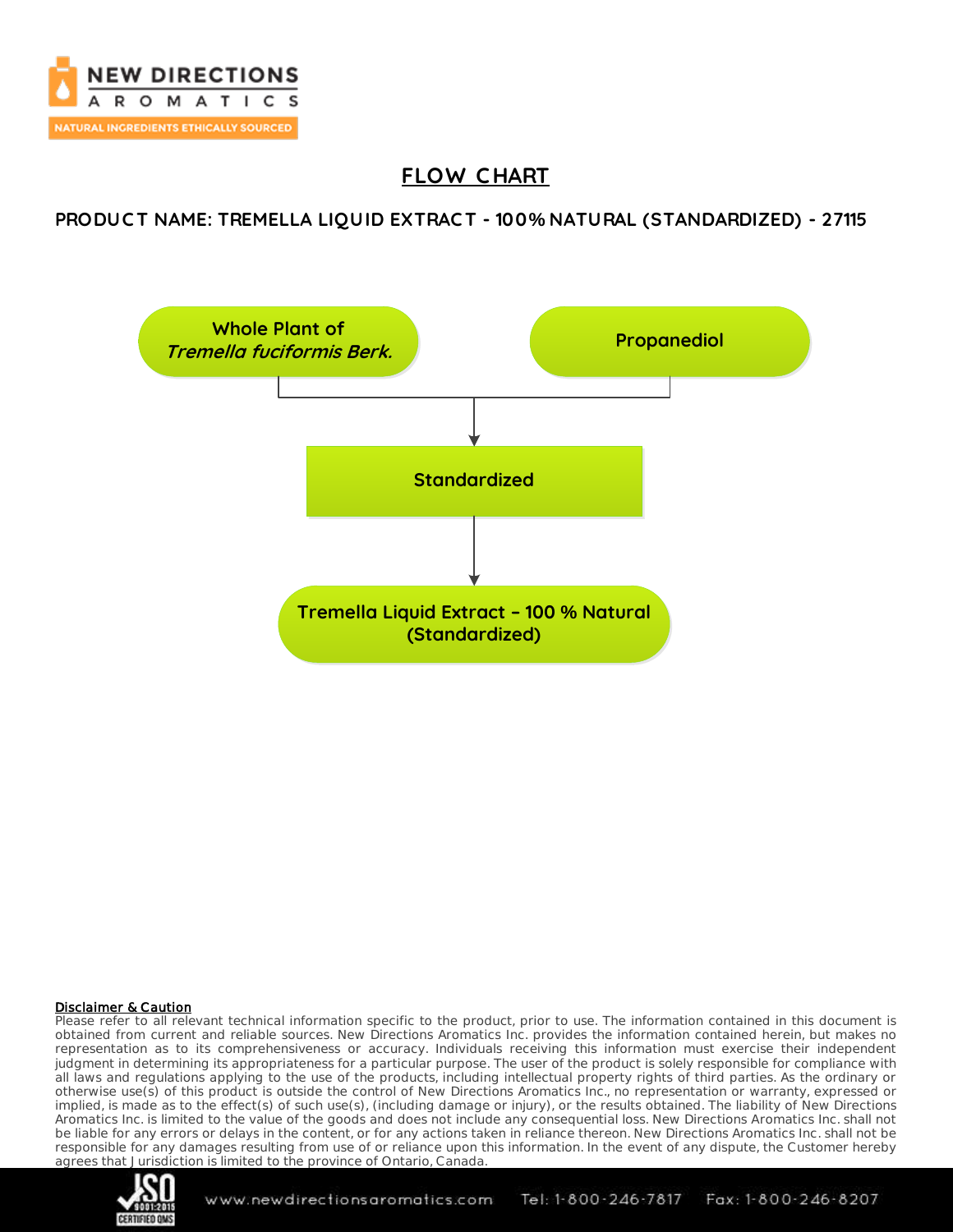# FLOW CHART

**PRODUCT NAME: TREMELLA LIQUID EXTRACT - 100% NATURAL (STANDARDIZED) - 27115**

Whole Plant of *Tremella fuciformis Berk.*

Propanediol

↓

Standardized

↓

Tremella Liquid Extract – 100 % Natural (Standardized)

**Disclaimer & Caution**

Please refer to all relevant technical information specific to the product, prior to use. The information contained in this document is obtained from current and reliable sources. New Directions Aromatics Inc. provides the information contained herein, but makes no representation as to its comprehensiveness or accuracy. Individuals receiving this information must exercise their independent judgment in determining its appropriateness for a particular purpose. The user of the product is solely responsible for compliance with all laws and regulations applying to the use of the products, including intellectual property rights of third parties. As the ordinary or otherwise use(s) of this product is outside the control of New Directions Aromatics Inc., no representation or warranty, expressed or implied, is made as to the effect(s) of such use(s), (including damage or injury), or the results obtained. The liability of New Directions Aromatics Inc. is limited to the value of the goods and does not include any consequential loss. New Directions Aromatics Inc. shall not be liable for any errors or delays in the content, or for any actions taken in reliance thereon. New Directions Aromatics Inc. shall not be responsible for any damages resulting from use of or reliance upon this information. In the event of any dispute, the Customer hereby agrees that Jurisdiction is limited to the province of Ontario, Canada.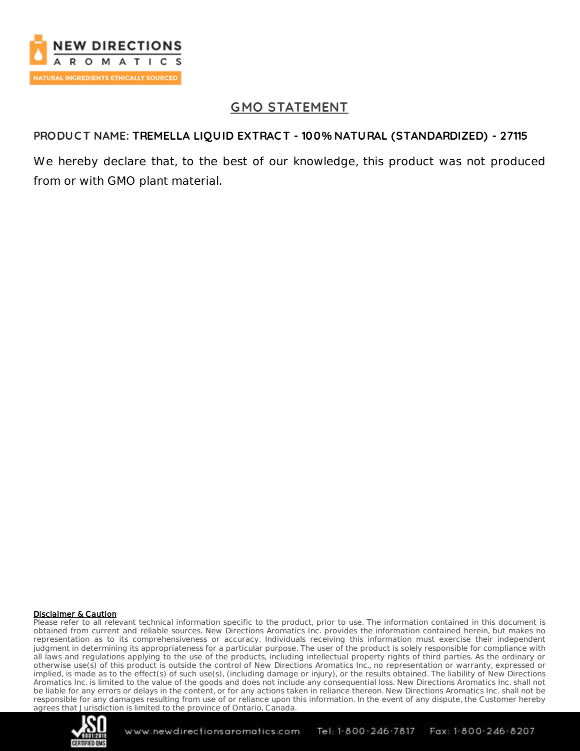# GMO STATEMENT

**PRODUCT NAME: TREMELLA LIQUID EXTRACT - 100% NATURAL (STANDARDIZED) - 27115**

We hereby declare that, to the best of our knowledge, this product was not produced from or with GMO plant material.

**Disclaimer & Caution**

Please refer to all relevant technical information specific to the product, prior to use. The information contained in this document is obtained from current and reliable sources. New Directions Aromatics Inc. provides the information contained herein, but makes no representation as to its comprehensiveness or accuracy. Individuals receiving this information must exercise their independent judgment in determining its appropriateness for a particular purpose. The user of the product is solely responsible for compliance with all laws and regulations applying to the use of the products, including intellectual property rights of third parties. As the ordinary or otherwise use(s) of this product is outside the control of New Directions Aromatics Inc., no representation or warranty, expressed or implied, is made as to the effect(s) of such use(s), (including damage or injury), or the results obtained. The liability of New Directions Aromatics Inc. is limited to the value of the goods and does not include any consequential loss. New Directions Aromatics Inc. shall not be liable for any errors or delays in the content, or for any actions taken in reliance thereon. New Directions Aromatics Inc. shall not be responsible for any damages resulting from use of or reliance upon this information. In the event of any dispute, the Customer hereby agrees that Jurisdiction is limited to the province of Ontario, Canada.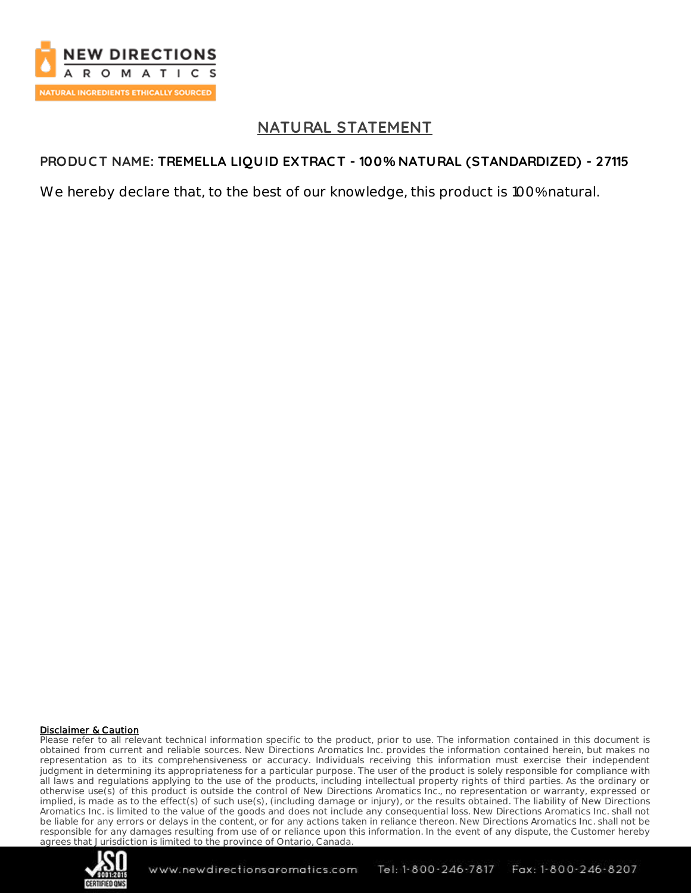# NATURAL STATEMENT

**PRODUCT NAME: TREMELLA LIQUID EXTRACT - 100% NATURAL (STANDARDIZED) - 27115**

We hereby declare that, to the best of our knowledge, this product is 100% natural.

**Disclaimer & Caution**

Please refer to all relevant technical information specific to the product, prior to use. The information contained in this document is obtained from current and reliable sources. New Directions Aromatics Inc. provides the information contained herein, but makes no representation as to its comprehensiveness or accuracy. Individuals receiving this information must exercise their independent judgment in determining its appropriateness for a particular purpose. The user of the product is solely responsible for compliance with all laws and regulations applying to the use of the products, including intellectual property rights of third parties. As the ordinary or otherwise use(s) of this product is outside the control of New Directions Aromatics Inc., no representation or warranty, expressed or implied, is made as to the effect(s) of such use(s), (including damage or injury), or the results obtained. The liability of New Directions Aromatics Inc. is limited to the value of the goods and does not include any consequential loss. New Directions Aromatics Inc. shall not be liable for any errors or delays in the content, or for any actions taken in reliance thereon. New Directions Aromatics Inc. shall not be responsible for any damages resulting from use of or reliance upon this information. In the event of any dispute, the Customer hereby agrees that Jurisdiction is limited to the province of Ontario, Canada.

www.newdirectionsaromatics.com Tel: 1-800-246-7817 Fax: 1-800-246-8207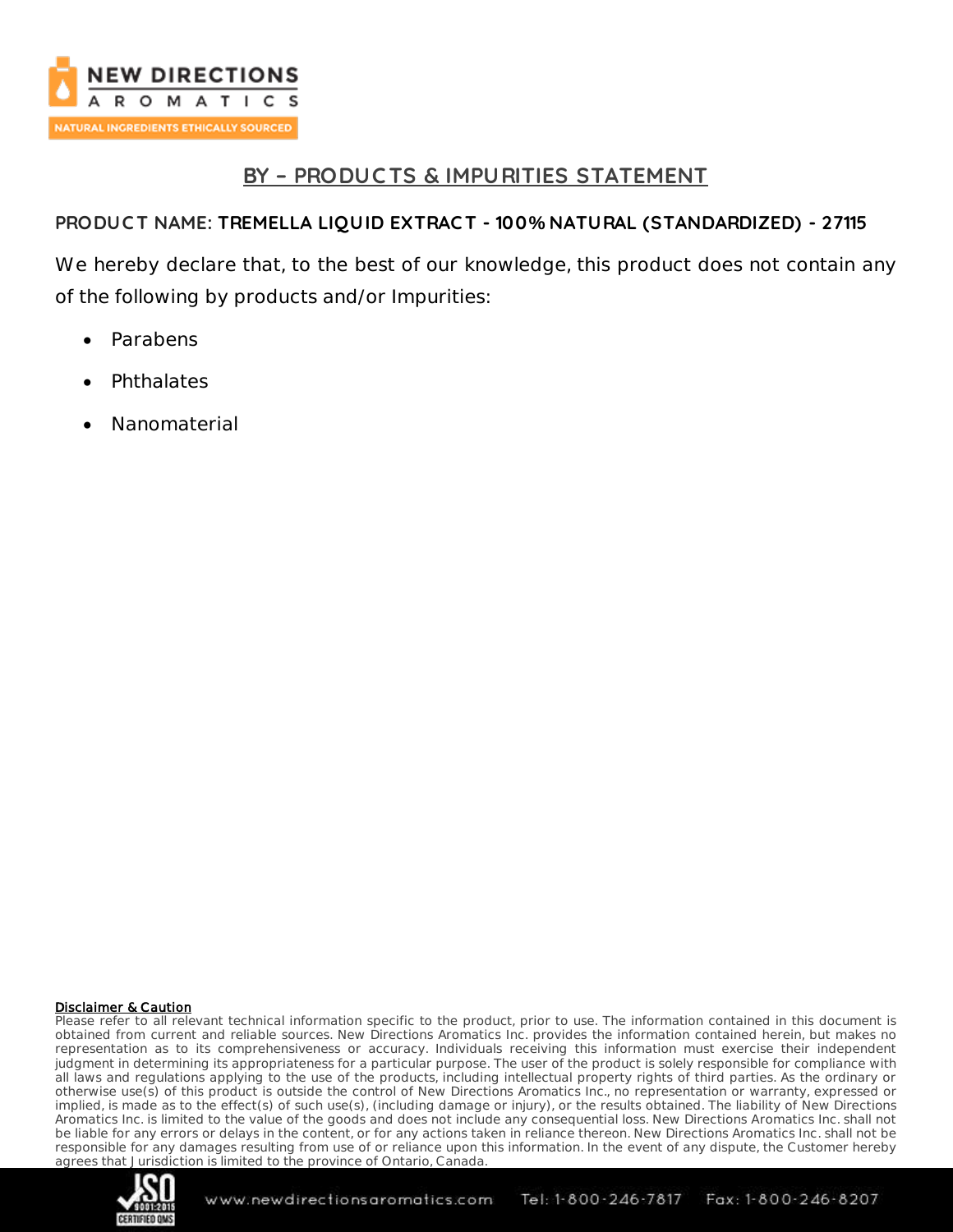# BY – PRODUCTS & IMPURITIES STATEMENT

**PRODUCT NAME: TREMELLA LIQUID EXTRACT - 100% NATURAL (STANDARDIZED) - 27115**

We hereby declare that, to the best of our knowledge, this product does not contain any of the following by products and/or Impurities:

- Parabens
- Phthalates
- Nanomaterial

**Disclaimer & Caution**

Please refer to all relevant technical information specific to the product, prior to use. The information contained in this document is obtained from current and reliable sources. New Directions Aromatics Inc. provides the information contained herein, but makes no representation as to its comprehensiveness or accuracy. Individuals receiving this information must exercise their independent judgment in determining its appropriateness for a particular purpose. The user of the product is solely responsible for compliance with all laws and regulations applying to the use of the products, including intellectual property rights of third parties. As the ordinary or otherwise use(s) of this product is outside the control of New Directions Aromatics Inc., no representation or warranty, expressed or implied, is made as to the effect(s) of such use(s), (including damage or injury), or the results obtained. The liability of New Directions Aromatics Inc. is limited to the value of the goods and does not include any consequential loss. New Directions Aromatics Inc. shall not be liable for any errors or delays in the content, or for any actions taken in reliance thereon. New Directions Aromatics Inc. shall not be responsible for any damages resulting from use of or reliance upon this information. In the event of any dispute, the Customer hereby agrees that Jurisdiction is limited to the province of Ontario, Canada.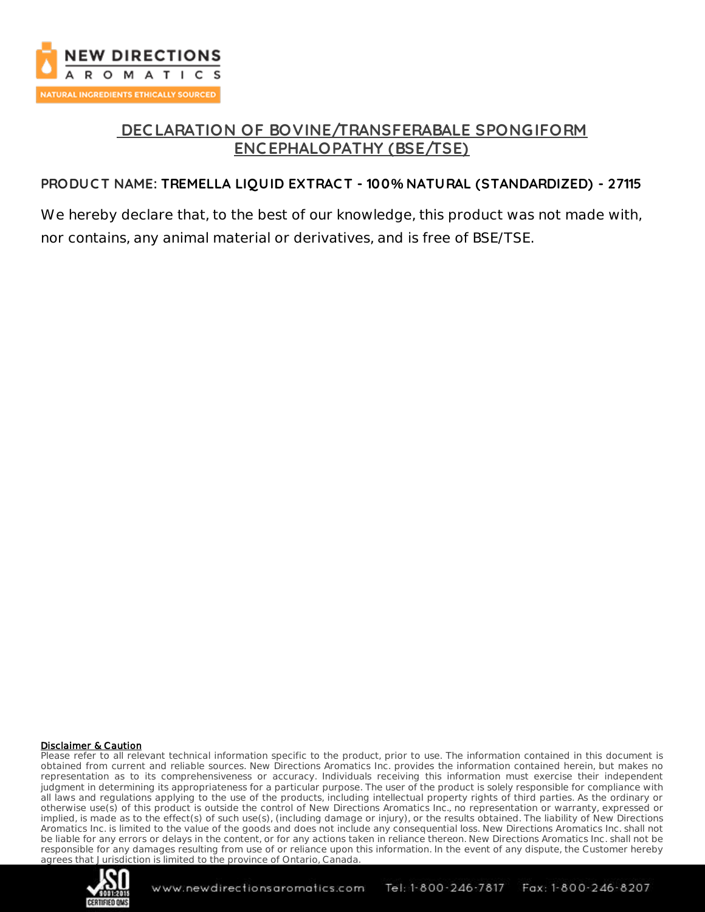# DECLARATION OF BOVINE/TRANSFERABALE SPONGIFORM ENCEPHALOPATHY (BSE/TSE)

**PRODUCT NAME: TREMELLA LIQUID EXTRACT - 100% NATURAL (STANDARDIZED) - 27115**

We hereby declare that, to the best of our knowledge, this product was not made with, nor contains, any animal material or derivatives, and is free of BSE/TSE.

**Disclaimer & Caution**

Please refer to all relevant technical information specific to the product, prior to use. The information contained in this document is obtained from current and reliable sources. New Directions Aromatics Inc. provides the information contained herein, but makes no representation as to its comprehensiveness or accuracy. Individuals receiving this information must exercise their independent judgment in determining its appropriateness for a particular purpose. The user of the product is solely responsible for compliance with all laws and regulations applying to the use of the products, including intellectual property rights of third parties. As the ordinary or otherwise use(s) of this product is outside the control of New Directions Aromatics Inc., no representation or warranty, expressed or implied, is made as to the effect(s) of such use(s), (including damage or injury), or the results obtained. The liability of New Directions Aromatics Inc. is limited to the value of the goods and does not include any consequential loss. New Directions Aromatics Inc. shall not be liable for any errors or delays in the content, or for any actions taken in reliance thereon. New Directions Aromatics Inc. shall not be responsible for any damages resulting from use of or reliance upon this information. In the event of any dispute, the Customer hereby agrees that Jurisdiction is limited to the province of Ontario, Canada.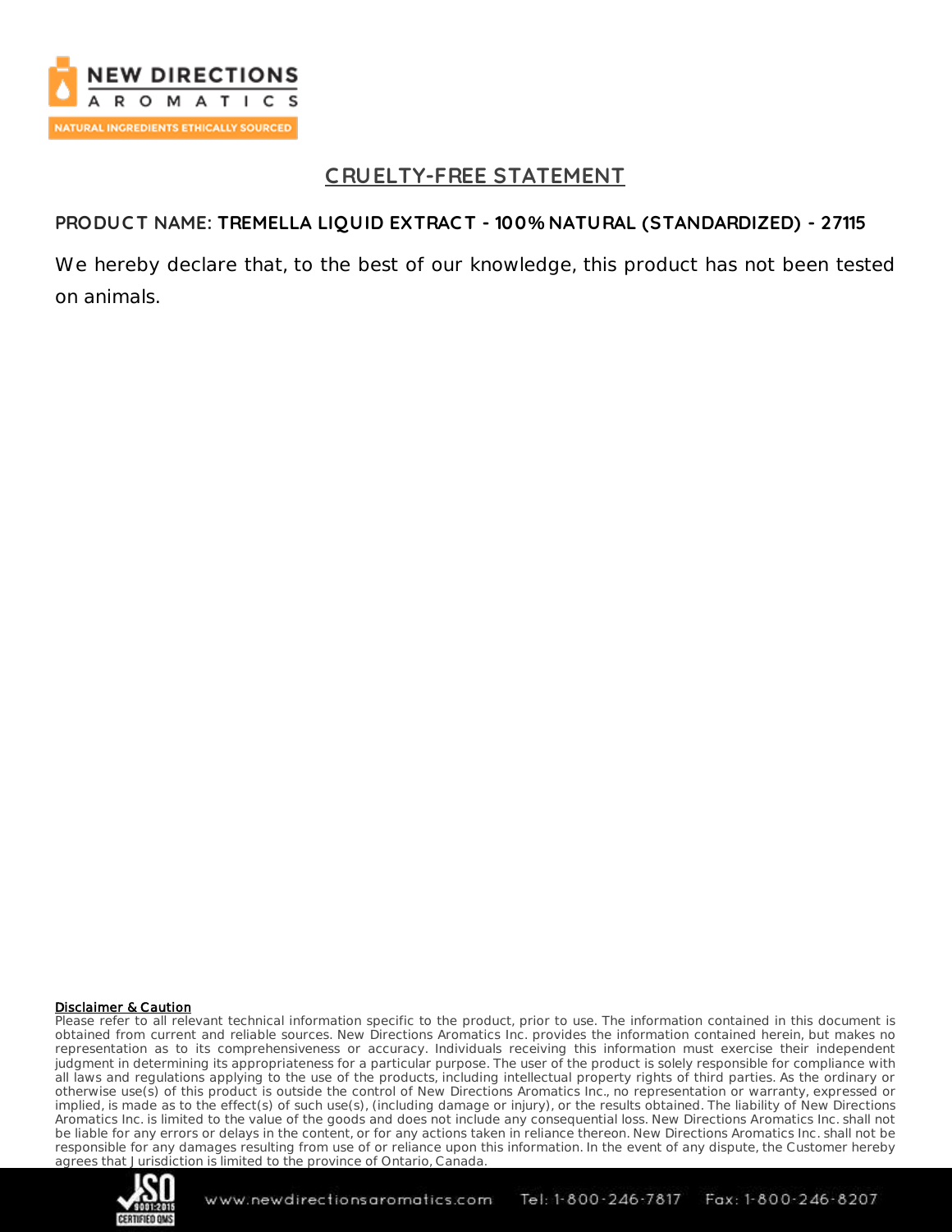## CRUELTY-FREE STATEMENT

**PRODUCT NAME: TREMELLA LIQUID EXTRACT - 100% NATURAL (STANDARDIZED) - 27115**

We hereby declare that, to the best of our knowledge, this product has not been tested on animals.

**Disclaimer & Caution**

Please refer to all relevant technical information specific to the product, prior to use. The information contained in this document is obtained from current and reliable sources. New Directions Aromatics Inc. provides the information contained herein, but makes no representation as to its comprehensiveness or accuracy. Individuals receiving this information must exercise their independent judgment in determining its appropriateness for a particular purpose. The user of the product is solely responsible for compliance with all laws and regulations applying to the use of the products, including intellectual property rights of third parties. As the ordinary or otherwise use(s) of this product is outside the control of New Directions Aromatics Inc., no representation or warranty, expressed or implied, is made as to the effect(s) of such use(s), (including damage or injury), or the results obtained. The liability of New Directions Aromatics Inc. is limited to the value of the goods and does not include any consequential loss. New Directions Aromatics Inc. shall not be liable for any errors or delays in the content, or for any actions taken in reliance thereon. New Directions Aromatics Inc. shall not be responsible for any damages resulting from use of or reliance upon this information. In the event of any dispute, the Customer hereby agrees that Jurisdiction is limited to the province of Ontario, Canada.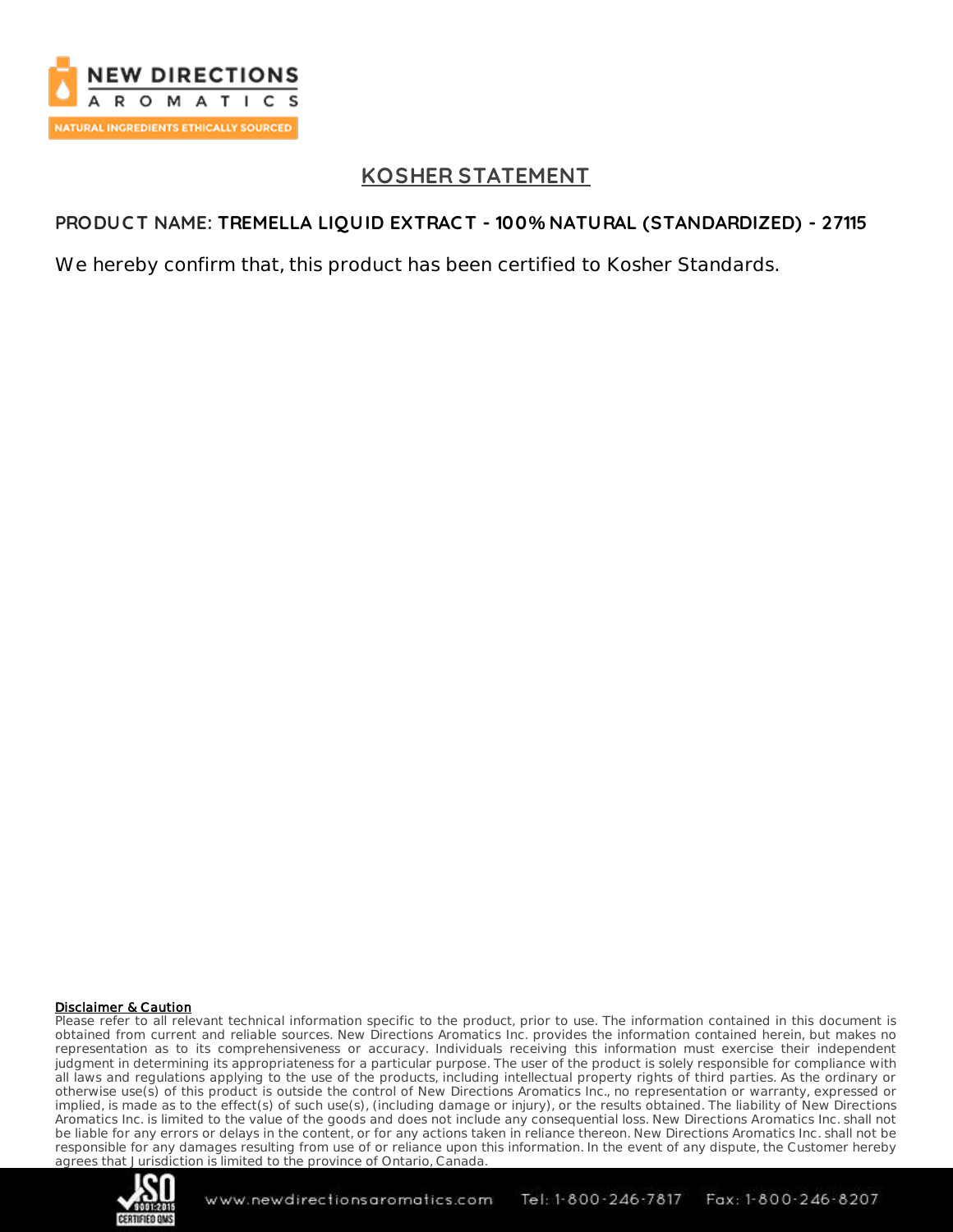# KOSHER STATEMENT

**PRODUCT NAME: TREMELLA LIQUID EXTRACT - 100% NATURAL (STANDARDIZED) - 27115**

We hereby confirm that, this product has been certified to Kosher Standards.

**Disclaimer & Caution**

Please refer to all relevant technical information specific to the product, prior to use. The information contained in this document is obtained from current and reliable sources. New Directions Aromatics Inc. provides the information contained herein, but makes no representation as to its comprehensiveness or accuracy. Individuals receiving this information must exercise their independent judgment in determining its appropriateness for a particular purpose. The user of the product is solely responsible for compliance with all laws and regulations applying to the use of the products, including intellectual property rights of third parties. As the ordinary or otherwise use(s) of this product is outside the control of New Directions Aromatics Inc., no representation or warranty, expressed or implied, is made as to the effect(s) of such use(s), (including damage or injury), or the results obtained. The liability of New Directions Aromatics Inc. is limited to the value of the goods and does not include any consequential loss. New Directions Aromatics Inc. shall not be liable for any errors or delays in the content, or for any actions taken in reliance thereon. New Directions Aromatics Inc. shall not be responsible for any damages resulting from use of or reliance upon this information. In the event of any dispute, the Customer hereby agrees that Jurisdiction is limited to the province of Ontario, Canada.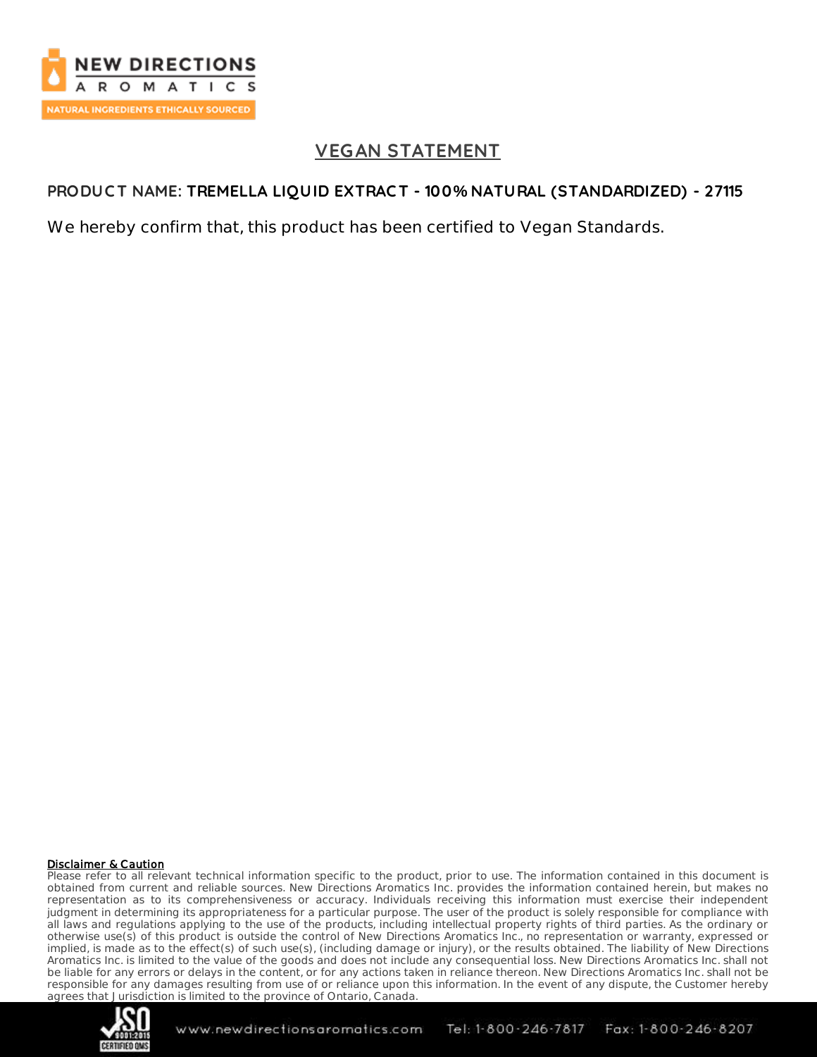# VEGAN STATEMENT

**PRODUCT NAME: TREMELLA LIQUID EXTRACT - 100% NATURAL (STANDARDIZED) - 27115**

We hereby confirm that, this product has been certified to Vegan Standards.

**Disclaimer & Caution**

Please refer to all relevant technical information specific to the product, prior to use. The information contained in this document is obtained from current and reliable sources. New Directions Aromatics Inc. provides the information contained herein, but makes no representation as to its comprehensiveness or accuracy. Individuals receiving this information must exercise their independent judgment in determining its appropriateness for a particular purpose. The user of the product is solely responsible for compliance with all laws and regulations applying to the use of the products, including intellectual property rights of third parties. As the ordinary or otherwise use(s) of this product is outside the control of New Directions Aromatics Inc., no representation or warranty, expressed or implied, is made as to the effect(s) of such use(s), (including damage or injury), or the results obtained. The liability of New Directions Aromatics Inc. is limited to the value of the goods and does not include any consequential loss. New Directions Aromatics Inc. shall not be liable for any errors or delays in the content, or for any actions taken in reliance thereon. New Directions Aromatics Inc. shall not be responsible for any damages resulting from use of or reliance upon this information. In the event of any dispute, the Customer hereby agrees that Jurisdiction is limited to the province of Ontario, Canada.

www.newdirectionsaromatics.com Tel: 1-800-246-7817 Fax: 1-800-246-8207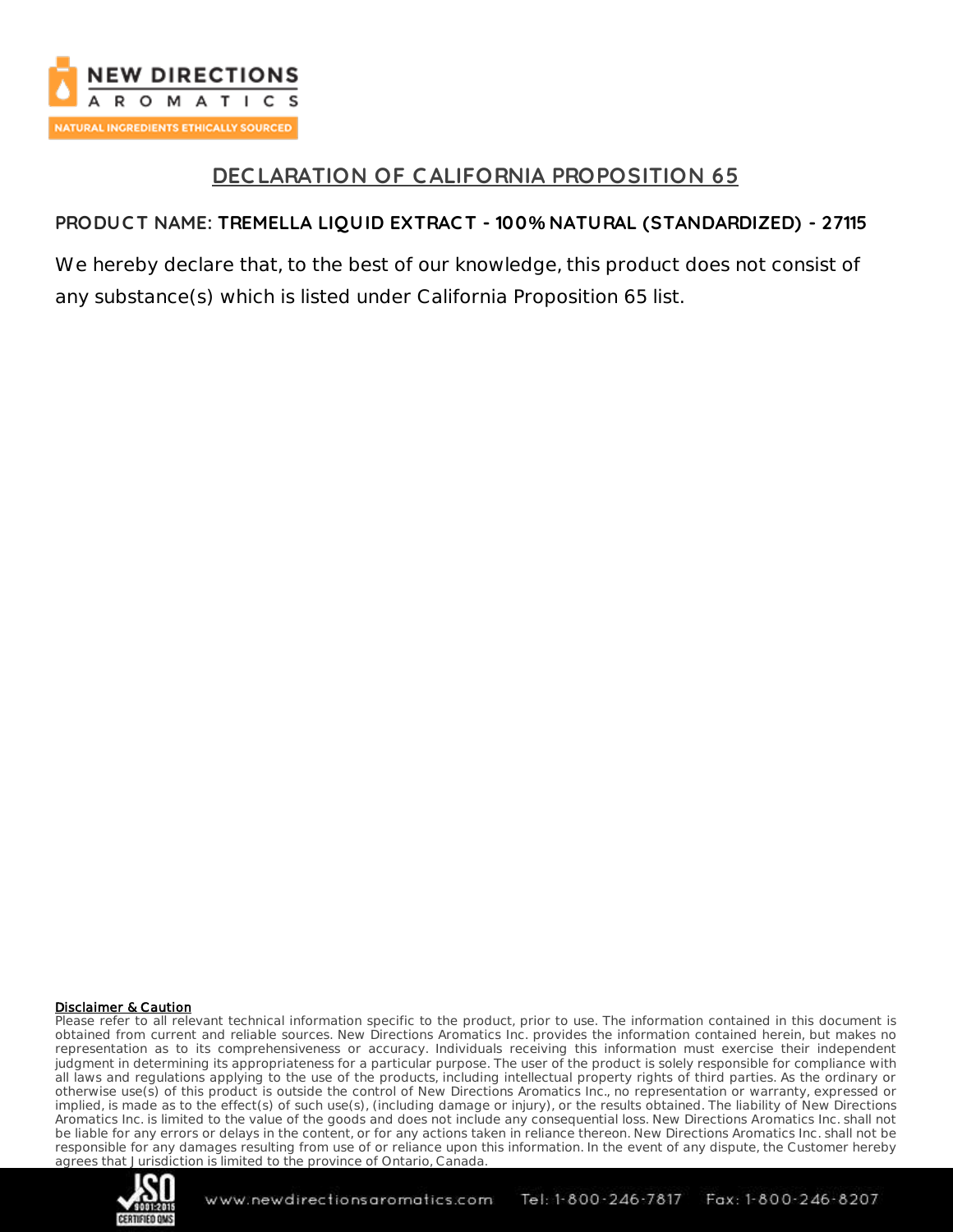# DECLARATION OF CALIFORNIA PROPOSITION 65

**PRODUCT NAME: TREMELLA LIQUID EXTRACT - 100% NATURAL (STANDARDIZED) - 27115**

We hereby declare that, to the best of our knowledge, this product does not consist of any substance(s) which is listed under California Proposition 65 list.

**Disclaimer & Caution**

Please refer to all relevant technical information specific to the product, prior to use. The information contained in this document is obtained from current and reliable sources. New Directions Aromatics Inc. provides the information contained herein, but makes no representation as to its comprehensiveness or accuracy. Individuals receiving this information must exercise their independent judgment in determining its appropriateness for a particular purpose. The user of the product is solely responsible for compliance with all laws and regulations applying to the use of the products, including intellectual property rights of third parties. As the ordinary or otherwise use(s) of this product is outside the control of New Directions Aromatics Inc., no representation or warranty, expressed or implied, is made as to the effect(s) of such use(s), (including damage or injury), or the results obtained. The liability of New Directions Aromatics Inc. is limited to the value of the goods and does not include any consequential loss. New Directions Aromatics Inc. shall not be liable for any errors or delays in the content, or for any actions taken in reliance thereon. New Directions Aromatics Inc. shall not be responsible for any damages resulting from use of or reliance upon this information. In the event of any dispute, the Customer hereby agrees that Jurisdiction is limited to the province of Ontario, Canada.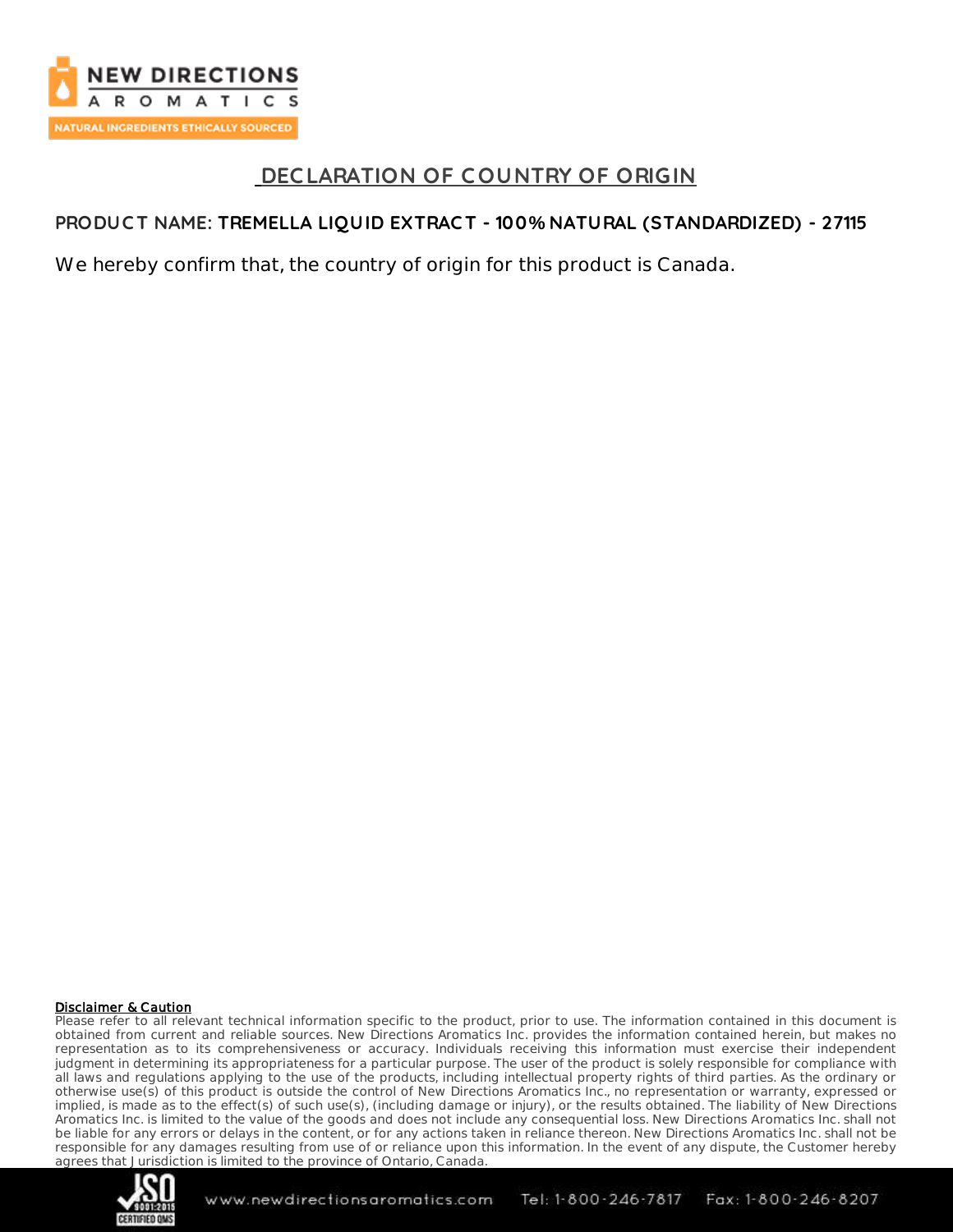# DECLARATION OF COUNTRY OF ORIGIN

**PRODUCT NAME: TREMELLA LIQUID EXTRACT - 100% NATURAL (STANDARDIZED) - 27115**

We hereby confirm that, the country of origin for this product is Canada.

**Disclaimer & Caution**

Please refer to all relevant technical information specific to the product, prior to use. The information contained in this document is obtained from current and reliable sources. New Directions Aromatics Inc. provides the information contained herein, but makes no representation as to its comprehensiveness or accuracy. Individuals receiving this information must exercise their independent judgment in determining its appropriateness for a particular purpose. The user of the product is solely responsible for compliance with all laws and regulations applying to the use of the products, including intellectual property rights of third parties. As the ordinary or otherwise use(s) of this product is outside the control of New Directions Aromatics Inc., no representation or warranty, expressed or implied, is made as to the effect(s) of such use(s), (including damage or injury), or the results obtained. The liability of New Directions Aromatics Inc. is limited to the value of the goods and does not include any consequential loss. New Directions Aromatics Inc. shall not be liable for any errors or delays in the content, or for any actions taken in reliance thereon. New Directions Aromatics Inc. shall not be responsible for any damages resulting from use of or reliance upon this information. In the event of any dispute, the Customer hereby agrees that Jurisdiction is limited to the province of Ontario, Canada.